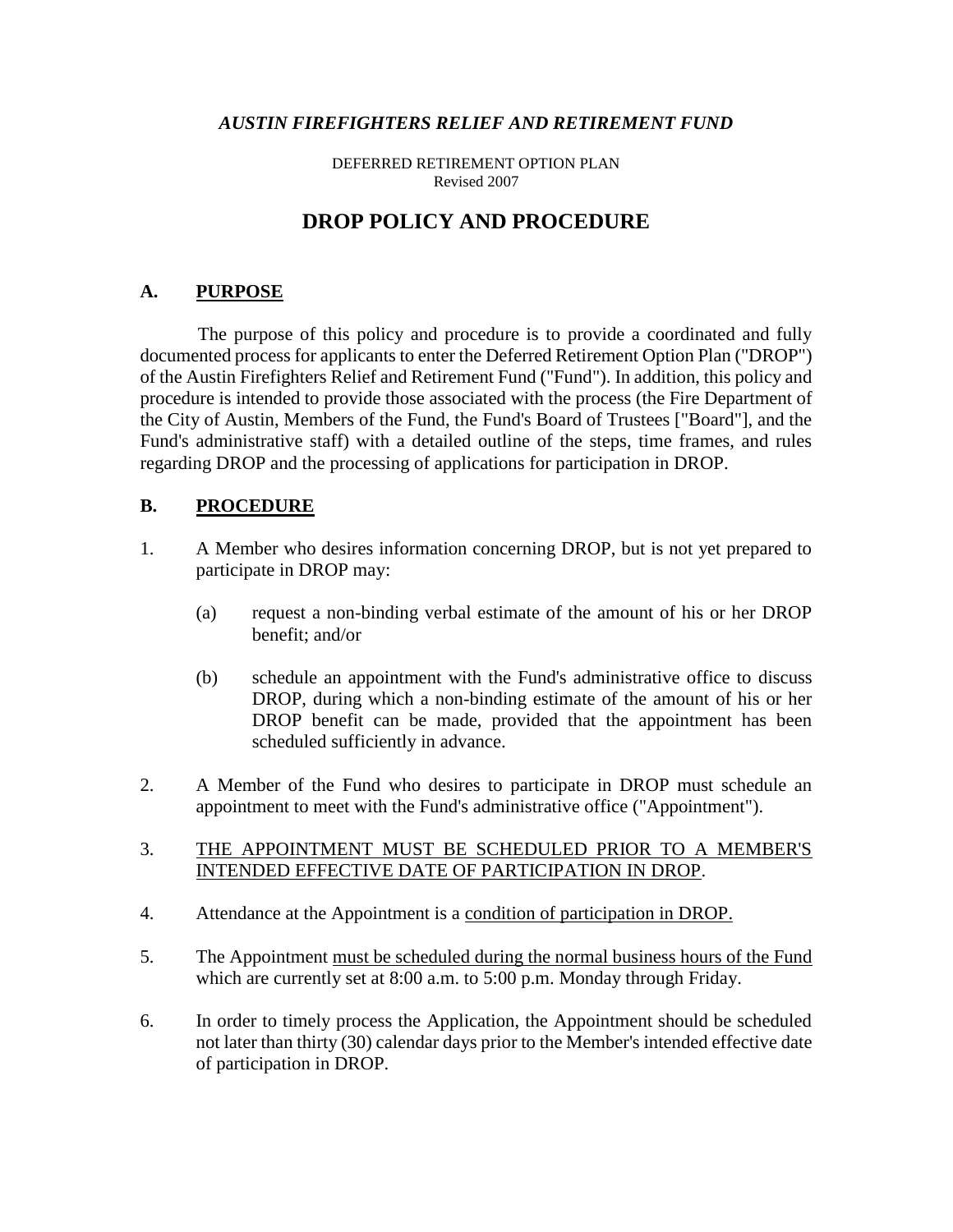***AUSTIN FIREFIGHTERS RELIEF AND RETIREMENT FUND***

DEFERRED RETIREMENT OPTION PLAN
Revised 2007

# DROP POLICY AND PROCEDURE

## A. PURPOSE

The purpose of this policy and procedure is to provide a coordinated and fully documented process for applicants to enter the Deferred Retirement Option Plan ("DROP") of the Austin Firefighters Relief and Retirement Fund ("Fund"). In addition, this policy and procedure is intended to provide those associated with the process (the Fire Department of the City of Austin, Members of the Fund, the Fund's Board of Trustees ["Board"], and the Fund's administrative staff) with a detailed outline of the steps, time frames, and rules regarding DROP and the processing of applications for participation in DROP.

## B. PROCEDURE

1. A Member who desires information concerning DROP, but is not yet prepared to participate in DROP may:

   (a) request a non-binding verbal estimate of the amount of his or her DROP benefit; and/or

   (b) schedule an appointment with the Fund's administrative office to discuss DROP, during which a non-binding estimate of the amount of his or her DROP benefit can be made, provided that the appointment has been scheduled sufficiently in advance.

2. A Member of the Fund who desires to participate in DROP must schedule an appointment to meet with the Fund's administrative office ("Appointment").

3. <u>THE APPOINTMENT MUST BE SCHEDULED PRIOR TO A MEMBER'S INTENDED EFFECTIVE DATE OF PARTICIPATION IN DROP</u>.

4. Attendance at the Appointment is a <u>condition of participation in DROP.</u>

5. The Appointment <u>must be scheduled during the normal business hours of the Fund</u> which are currently set at 8:00 a.m. to 5:00 p.m. Monday through Friday.

6. In order to timely process the Application, the Appointment should be scheduled not later than thirty (30) calendar days prior to the Member's intended effective date of participation in DROP.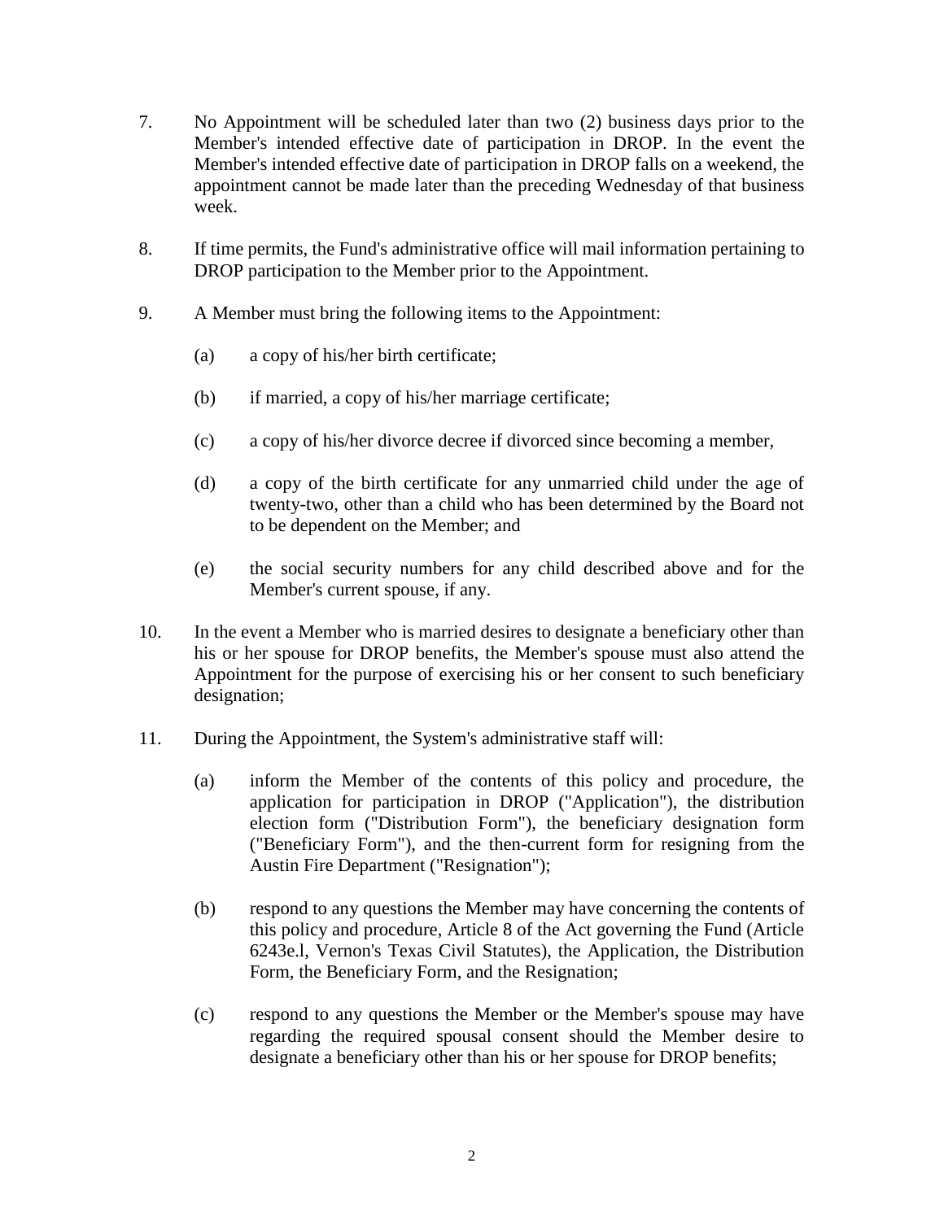7. No Appointment will be scheduled later than two (2) business days prior to the Member's intended effective date of participation in DROP. In the event the Member's intended effective date of participation in DROP falls on a weekend, the appointment cannot be made later than the preceding Wednesday of that business week.

8. If time permits, the Fund's administrative office will mail information pertaining to DROP participation to the Member prior to the Appointment.

9. A Member must bring the following items to the Appointment:

   (a) a copy of his/her birth certificate;

   (b) if married, a copy of his/her marriage certificate;

   (c) a copy of his/her divorce decree if divorced since becoming a member,

   (d) a copy of the birth certificate for any unmarried child under the age of twenty-two, other than a child who has been determined by the Board not to be dependent on the Member; and

   (e) the social security numbers for any child described above and for the Member's current spouse, if any.

10. In the event a Member who is married desires to designate a beneficiary other than his or her spouse for DROP benefits, the Member's spouse must also attend the Appointment for the purpose of exercising his or her consent to such beneficiary designation;

11. During the Appointment, the System's administrative staff will:

   (a) inform the Member of the contents of this policy and procedure, the application for participation in DROP ("Application"), the distribution election form ("Distribution Form"), the beneficiary designation form ("Beneficiary Form"), and the then-current form for resigning from the Austin Fire Department ("Resignation");

   (b) respond to any questions the Member may have concerning the contents of this policy and procedure, Article 8 of the Act governing the Fund (Article 6243e.l, Vernon's Texas Civil Statutes), the Application, the Distribution Form, the Beneficiary Form, and the Resignation;

   (c) respond to any questions the Member or the Member's spouse may have regarding the required spousal consent should the Member desire to designate a beneficiary other than his or her spouse for DROP benefits;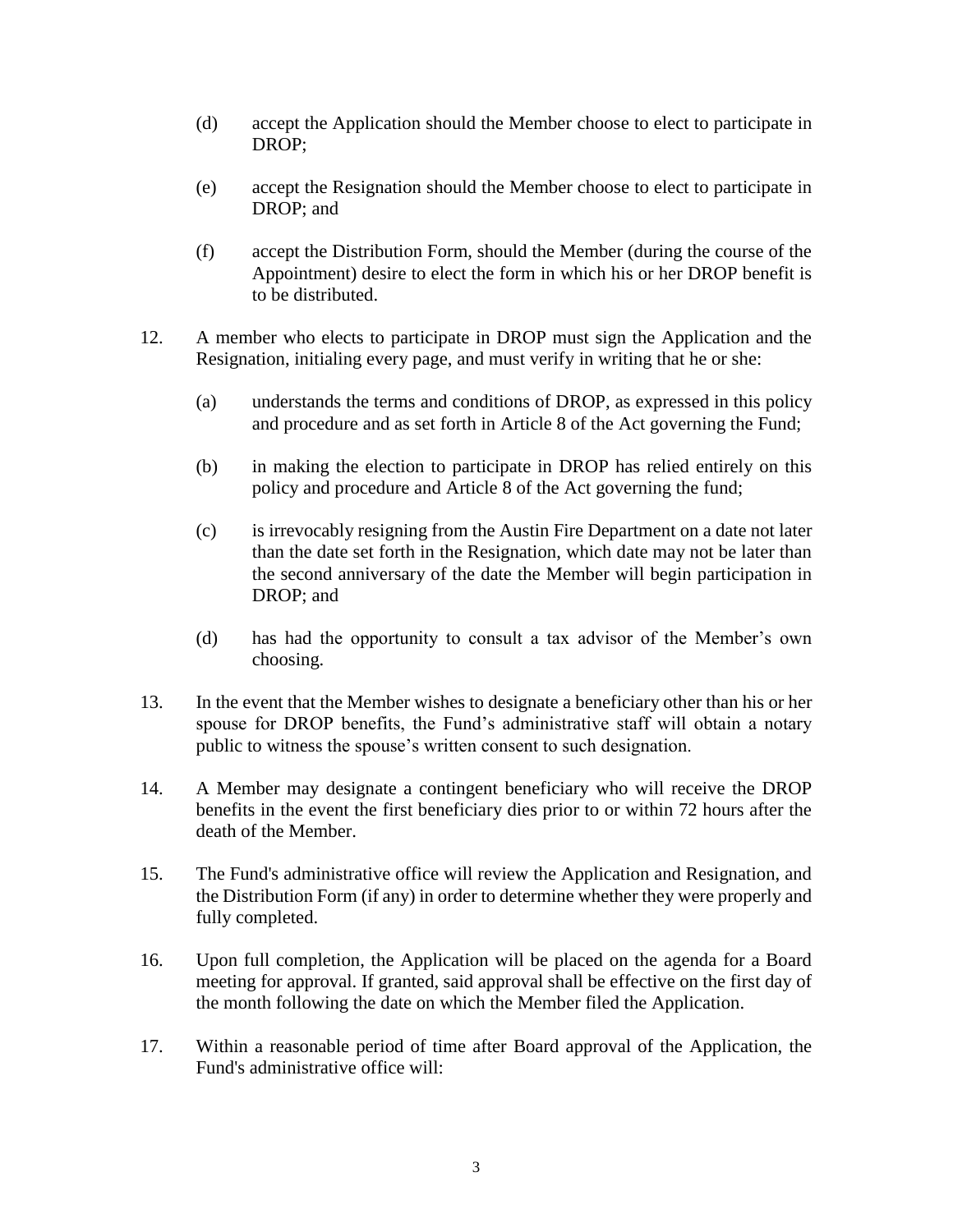(d) accept the Application should the Member choose to elect to participate in DROP;

(e) accept the Resignation should the Member choose to elect to participate in DROP; and

(f) accept the Distribution Form, should the Member (during the course of the Appointment) desire to elect the form in which his or her DROP benefit is to be distributed.

12. A member who elects to participate in DROP must sign the Application and the Resignation, initialing every page, and must verify in writing that he or she:

    (a) understands the terms and conditions of DROP, as expressed in this policy and procedure and as set forth in Article 8 of the Act governing the Fund;

    (b) in making the election to participate in DROP has relied entirely on this policy and procedure and Article 8 of the Act governing the fund;

    (c) is irrevocably resigning from the Austin Fire Department on a date not later than the date set forth in the Resignation, which date may not be later than the second anniversary of the date the Member will begin participation in DROP; and

    (d) has had the opportunity to consult a tax advisor of the Member's own choosing.

13. In the event that the Member wishes to designate a beneficiary other than his or her spouse for DROP benefits, the Fund's administrative staff will obtain a notary public to witness the spouse's written consent to such designation.

14. A Member may designate a contingent beneficiary who will receive the DROP benefits in the event the first beneficiary dies prior to or within 72 hours after the death of the Member.

15. The Fund's administrative office will review the Application and Resignation, and the Distribution Form (if any) in order to determine whether they were properly and fully completed.

16. Upon full completion, the Application will be placed on the agenda for a Board meeting for approval. If granted, said approval shall be effective on the first day of the month following the date on which the Member filed the Application.

17. Within a reasonable period of time after Board approval of the Application, the Fund's administrative office will: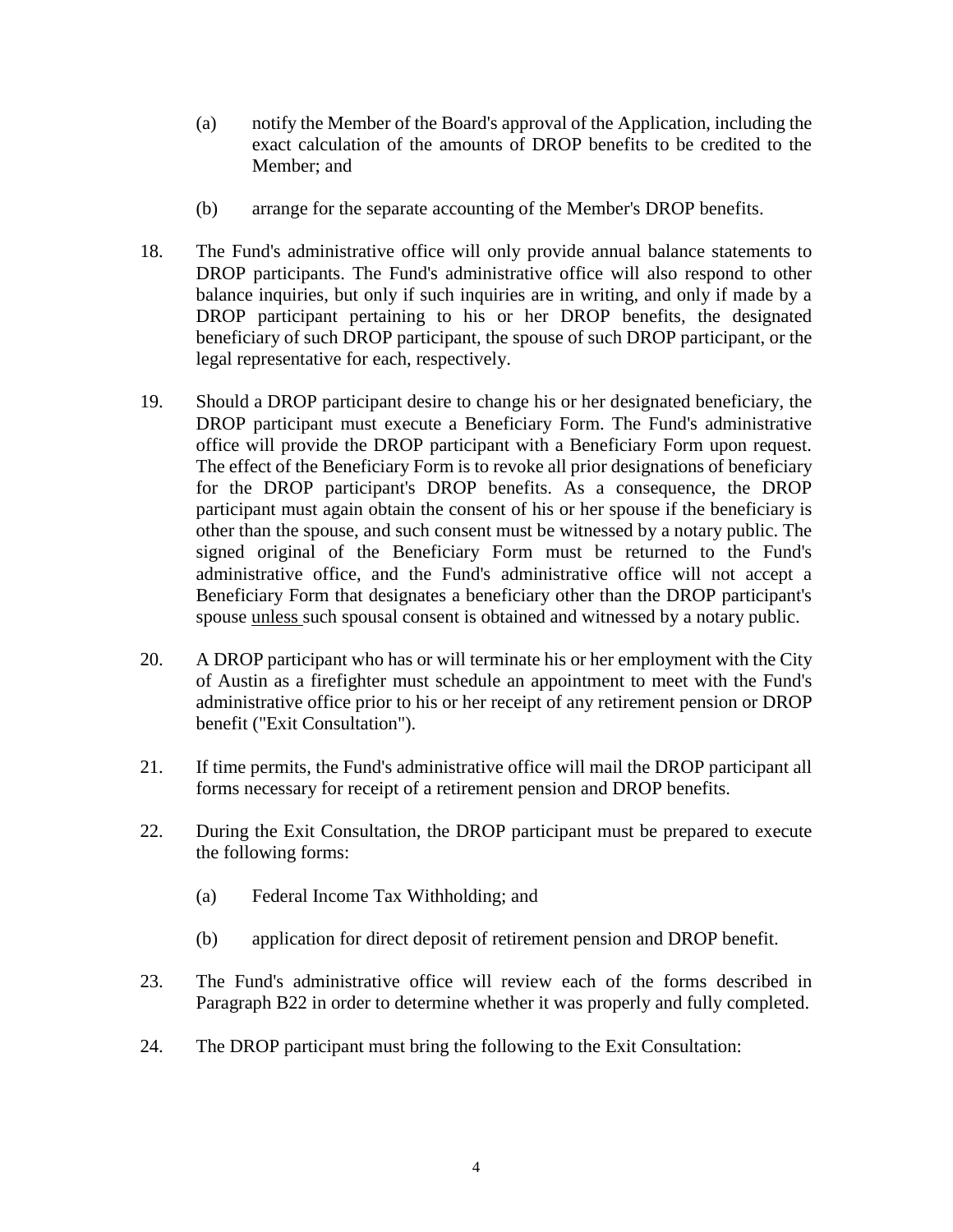(a) notify the Member of the Board's approval of the Application, including the exact calculation of the amounts of DROP benefits to be credited to the Member; and

(b) arrange for the separate accounting of the Member's DROP benefits.

18. The Fund's administrative office will only provide annual balance statements to DROP participants. The Fund's administrative office will also respond to other balance inquiries, but only if such inquiries are in writing, and only if made by a DROP participant pertaining to his or her DROP benefits, the designated beneficiary of such DROP participant, the spouse of such DROP participant, or the legal representative for each, respectively.

19. Should a DROP participant desire to change his or her designated beneficiary, the DROP participant must execute a Beneficiary Form. The Fund's administrative office will provide the DROP participant with a Beneficiary Form upon request. The effect of the Beneficiary Form is to revoke all prior designations of beneficiary for the DROP participant's DROP benefits. As a consequence, the DROP participant must again obtain the consent of his or her spouse if the beneficiary is other than the spouse, and such consent must be witnessed by a notary public. The signed original of the Beneficiary Form must be returned to the Fund's administrative office, and the Fund's administrative office will not accept a Beneficiary Form that designates a beneficiary other than the DROP participant's spouse <u>unless</u> such spousal consent is obtained and witnessed by a notary public.

20. A DROP participant who has or will terminate his or her employment with the City of Austin as a firefighter must schedule an appointment to meet with the Fund's administrative office prior to his or her receipt of any retirement pension or DROP benefit ("Exit Consultation").

21. If time permits, the Fund's administrative office will mail the DROP participant all forms necessary for receipt of a retirement pension and DROP benefits.

22. During the Exit Consultation, the DROP participant must be prepared to execute the following forms:

    (a) Federal Income Tax Withholding; and

    (b) application for direct deposit of retirement pension and DROP benefit.

23. The Fund's administrative office will review each of the forms described in Paragraph B22 in order to determine whether it was properly and fully completed.

24. The DROP participant must bring the following to the Exit Consultation: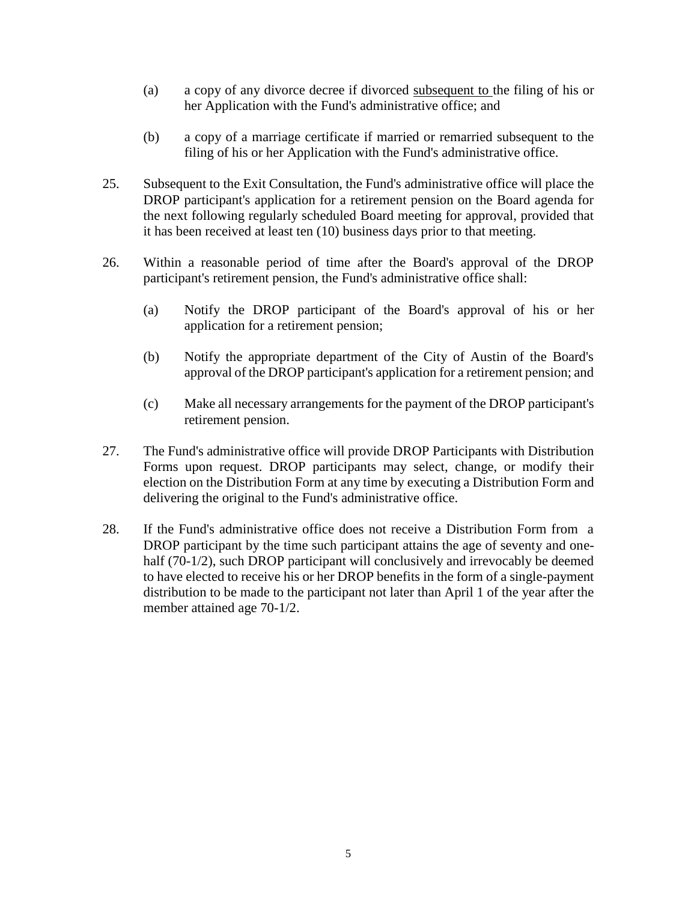(a) a copy of any divorce decree if divorced subsequent to the filing of his or her Application with the Fund's administrative office; and

(b) a copy of a marriage certificate if married or remarried subsequent to the filing of his or her Application with the Fund's administrative office.

25. Subsequent to the Exit Consultation, the Fund's administrative office will place the DROP participant's application for a retirement pension on the Board agenda for the next following regularly scheduled Board meeting for approval, provided that it has been received at least ten (10) business days prior to that meeting.

26. Within a reasonable period of time after the Board's approval of the DROP participant's retirement pension, the Fund's administrative office shall:

    (a) Notify the DROP participant of the Board's approval of his or her application for a retirement pension;

    (b) Notify the appropriate department of the City of Austin of the Board's approval of the DROP participant's application for a retirement pension; and

    (c) Make all necessary arrangements for the payment of the DROP participant's retirement pension.

27. The Fund's administrative office will provide DROP Participants with Distribution Forms upon request. DROP participants may select, change, or modify their election on the Distribution Form at any time by executing a Distribution Form and delivering the original to the Fund's administrative office.

28. If the Fund's administrative office does not receive a Distribution Form from a DROP participant by the time such participant attains the age of seventy and one-half (70-1/2), such DROP participant will conclusively and irrevocably be deemed to have elected to receive his or her DROP benefits in the form of a single-payment distribution to be made to the participant not later than April 1 of the year after the member attained age 70-1/2.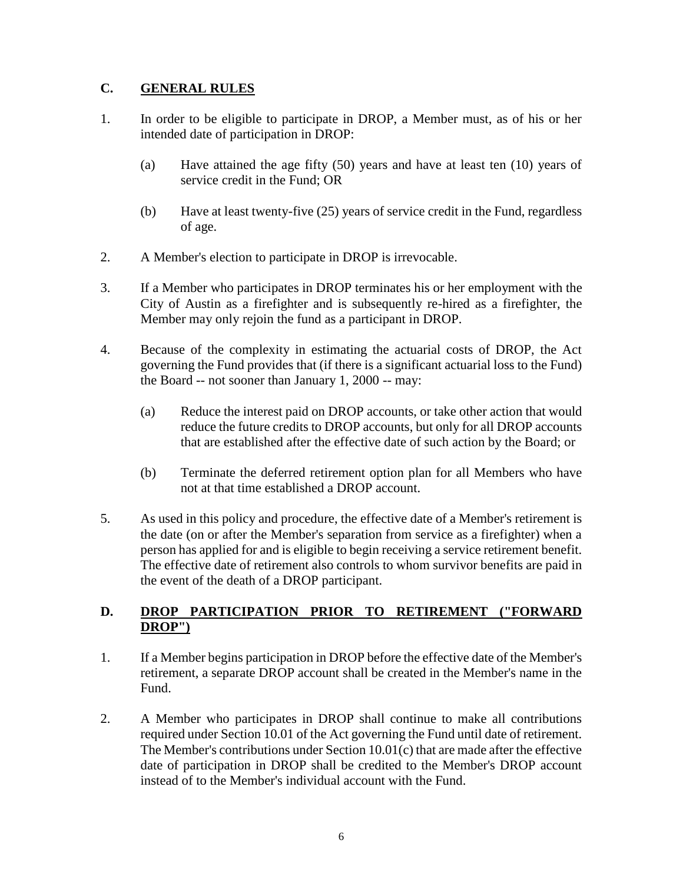## C. GENERAL RULES

1. In order to be eligible to participate in DROP, a Member must, as of his or her intended date of participation in DROP:

   (a) Have attained the age fifty (50) years and have at least ten (10) years of service credit in the Fund; OR

   (b) Have at least twenty-five (25) years of service credit in the Fund, regardless of age.

2. A Member's election to participate in DROP is irrevocable.

3. If a Member who participates in DROP terminates his or her employment with the City of Austin as a firefighter and is subsequently re-hired as a firefighter, the Member may only rejoin the fund as a participant in DROP.

4. Because of the complexity in estimating the actuarial costs of DROP, the Act governing the Fund provides that (if there is a significant actuarial loss to the Fund) the Board -- not sooner than January 1, 2000 -- may:

   (a) Reduce the interest paid on DROP accounts, or take other action that would reduce the future credits to DROP accounts, but only for all DROP accounts that are established after the effective date of such action by the Board; or

   (b) Terminate the deferred retirement option plan for all Members who have not at that time established a DROP account.

5. As used in this policy and procedure, the effective date of a Member's retirement is the date (on or after the Member's separation from service as a firefighter) when a person has applied for and is eligible to begin receiving a service retirement benefit. The effective date of retirement also controls to whom survivor benefits are paid in the event of the death of a DROP participant.

## D. DROP PARTICIPATION PRIOR TO RETIREMENT ("FORWARD DROP")

1. If a Member begins participation in DROP before the effective date of the Member's retirement, a separate DROP account shall be created in the Member's name in the Fund.

2. A Member who participates in DROP shall continue to make all contributions required under Section 10.01 of the Act governing the Fund until date of retirement. The Member's contributions under Section 10.01(c) that are made after the effective date of participation in DROP shall be credited to the Member's DROP account instead of to the Member's individual account with the Fund.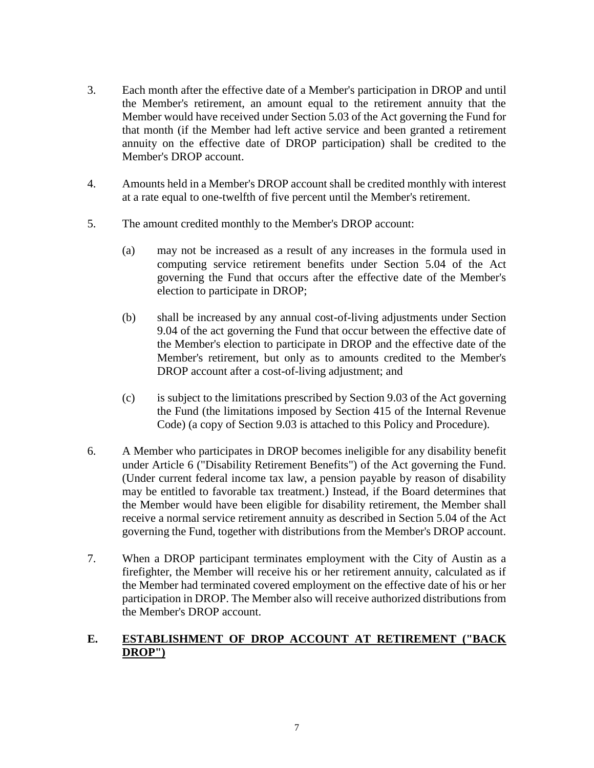3. Each month after the effective date of a Member's participation in DROP and until the Member's retirement, an amount equal to the retirement annuity that the Member would have received under Section 5.03 of the Act governing the Fund for that month (if the Member had left active service and been granted a retirement annuity on the effective date of DROP participation) shall be credited to the Member's DROP account.

4. Amounts held in a Member's DROP account shall be credited monthly with interest at a rate equal to one-twelfth of five percent until the Member's retirement.

5. The amount credited monthly to the Member's DROP account:

   (a) may not be increased as a result of any increases in the formula used in computing service retirement benefits under Section 5.04 of the Act governing the Fund that occurs after the effective date of the Member's election to participate in DROP;

   (b) shall be increased by any annual cost-of-living adjustments under Section 9.04 of the act governing the Fund that occur between the effective date of the Member's election to participate in DROP and the effective date of the Member's retirement, but only as to amounts credited to the Member's DROP account after a cost-of-living adjustment; and

   (c) is subject to the limitations prescribed by Section 9.03 of the Act governing the Fund (the limitations imposed by Section 415 of the Internal Revenue Code) (a copy of Section 9.03 is attached to this Policy and Procedure).

6. A Member who participates in DROP becomes ineligible for any disability benefit under Article 6 ("Disability Retirement Benefits") of the Act governing the Fund. (Under current federal income tax law, a pension payable by reason of disability may be entitled to favorable tax treatment.) Instead, if the Board determines that the Member would have been eligible for disability retirement, the Member shall receive a normal service retirement annuity as described in Section 5.04 of the Act governing the Fund, together with distributions from the Member's DROP account.

7. When a DROP participant terminates employment with the City of Austin as a firefighter, the Member will receive his or her retirement annuity, calculated as if the Member had terminated covered employment on the effective date of his or her participation in DROP. The Member also will receive authorized distributions from the Member's DROP account.

## E. <u>ESTABLISHMENT OF DROP ACCOUNT AT RETIREMENT ("BACK DROP")</u>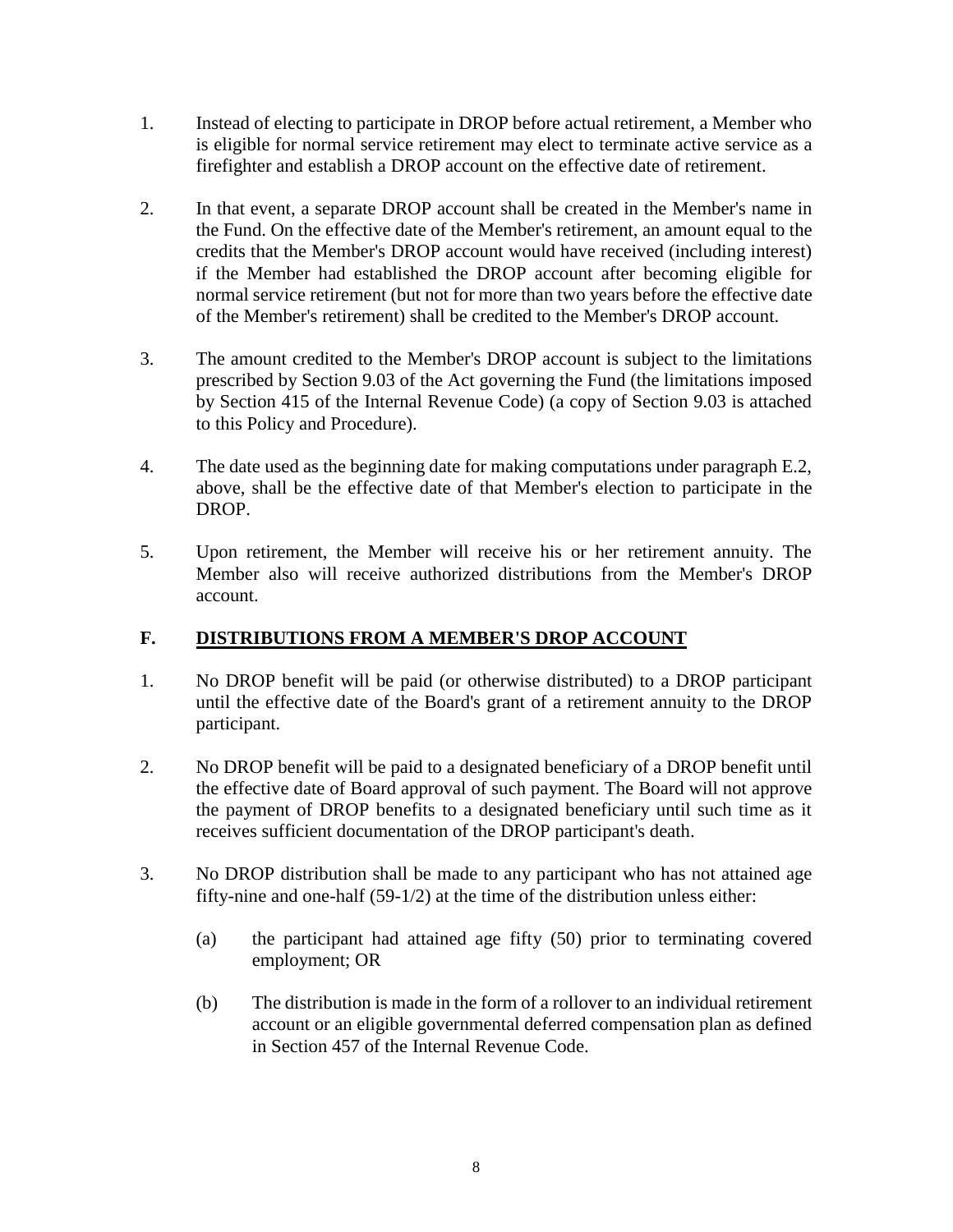1. Instead of electing to participate in DROP before actual retirement, a Member who is eligible for normal service retirement may elect to terminate active service as a firefighter and establish a DROP account on the effective date of retirement.

2. In that event, a separate DROP account shall be created in the Member's name in the Fund. On the effective date of the Member's retirement, an amount equal to the credits that the Member's DROP account would have received (including interest) if the Member had established the DROP account after becoming eligible for normal service retirement (but not for more than two years before the effective date of the Member's retirement) shall be credited to the Member's DROP account.

3. The amount credited to the Member's DROP account is subject to the limitations prescribed by Section 9.03 of the Act governing the Fund (the limitations imposed by Section 415 of the Internal Revenue Code) (a copy of Section 9.03 is attached to this Policy and Procedure).

4. The date used as the beginning date for making computations under paragraph E.2, above, shall be the effective date of that Member's election to participate in the DROP.

5. Upon retirement, the Member will receive his or her retirement annuity. The Member also will receive authorized distributions from the Member's DROP account.

## F. DISTRIBUTIONS FROM A MEMBER'S DROP ACCOUNT

1. No DROP benefit will be paid (or otherwise distributed) to a DROP participant until the effective date of the Board's grant of a retirement annuity to the DROP participant.

2. No DROP benefit will be paid to a designated beneficiary of a DROP benefit until the effective date of Board approval of such payment. The Board will not approve the payment of DROP benefits to a designated beneficiary until such time as it receives sufficient documentation of the DROP participant's death.

3. No DROP distribution shall be made to any participant who has not attained age fifty-nine and one-half (59-1/2) at the time of the distribution unless either:

   (a) the participant had attained age fifty (50) prior to terminating covered employment; OR

   (b) The distribution is made in the form of a rollover to an individual retirement account or an eligible governmental deferred compensation plan as defined in Section 457 of the Internal Revenue Code.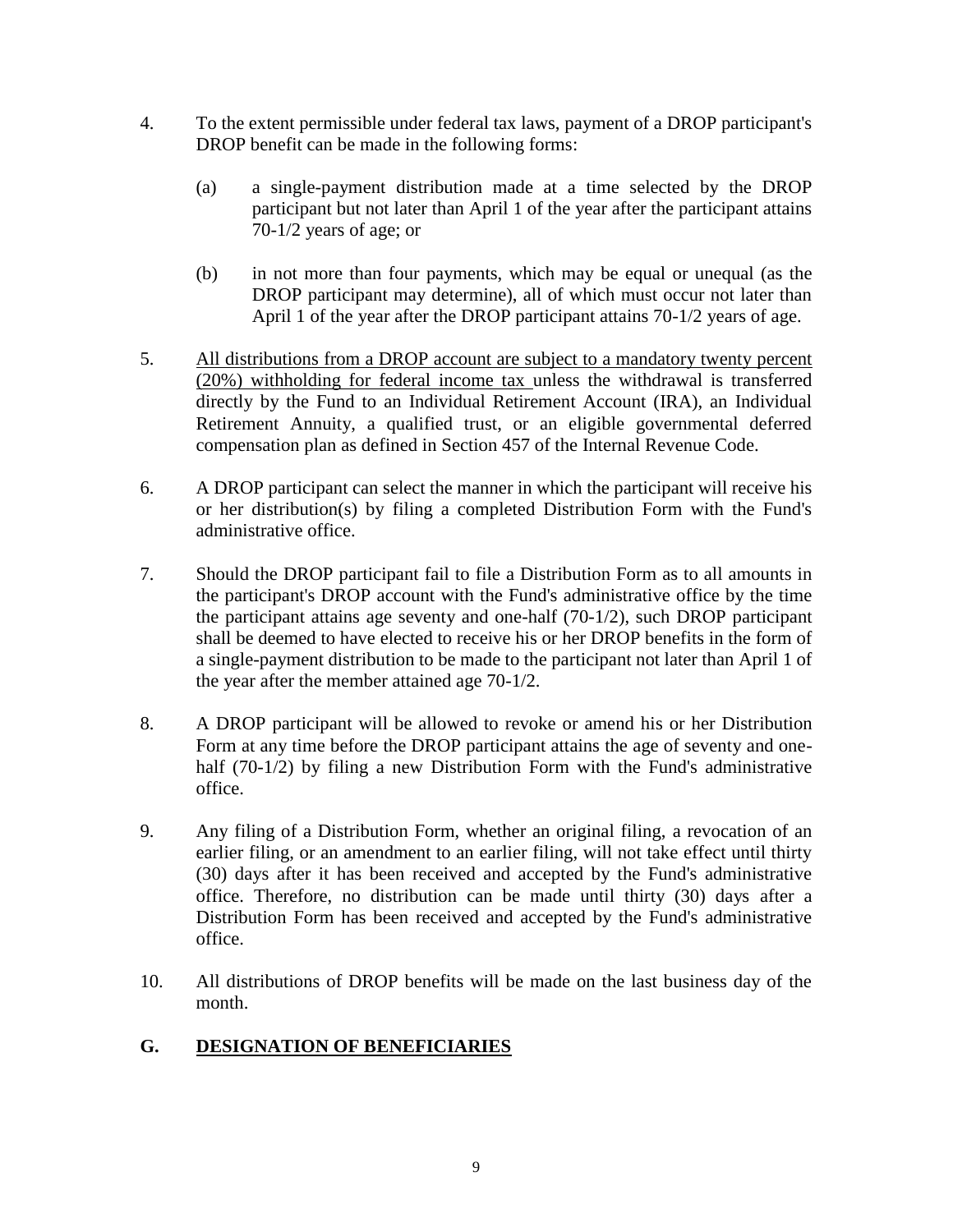4. To the extent permissible under federal tax laws, payment of a DROP participant's DROP benefit can be made in the following forms:

   (a) a single-payment distribution made at a time selected by the DROP participant but not later than April 1 of the year after the participant attains 70-1/2 years of age; or

   (b) in not more than four payments, which may be equal or unequal (as the DROP participant may determine), all of which must occur not later than April 1 of the year after the DROP participant attains 70-1/2 years of age.

5. <u>All distributions from a DROP account are subject to a mandatory twenty percent (20%) withholding for federal income tax</u> unless the withdrawal is transferred directly by the Fund to an Individual Retirement Account (IRA), an Individual Retirement Annuity, a qualified trust, or an eligible governmental deferred compensation plan as defined in Section 457 of the Internal Revenue Code.

6. A DROP participant can select the manner in which the participant will receive his or her distribution(s) by filing a completed Distribution Form with the Fund's administrative office.

7. Should the DROP participant fail to file a Distribution Form as to all amounts in the participant's DROP account with the Fund's administrative office by the time the participant attains age seventy and one-half (70-1/2), such DROP participant shall be deemed to have elected to receive his or her DROP benefits in the form of a single-payment distribution to be made to the participant not later than April 1 of the year after the member attained age 70-1/2.

8. A DROP participant will be allowed to revoke or amend his or her Distribution Form at any time before the DROP participant attains the age of seventy and one-half (70-1/2) by filing a new Distribution Form with the Fund's administrative office.

9. Any filing of a Distribution Form, whether an original filing, a revocation of an earlier filing, or an amendment to an earlier filing, will not take effect until thirty (30) days after it has been received and accepted by the Fund's administrative office. Therefore, no distribution can be made until thirty (30) days after a Distribution Form has been received and accepted by the Fund's administrative office.

10. All distributions of DROP benefits will be made on the last business day of the month.

## G. <u>DESIGNATION OF BENEFICIARIES</u>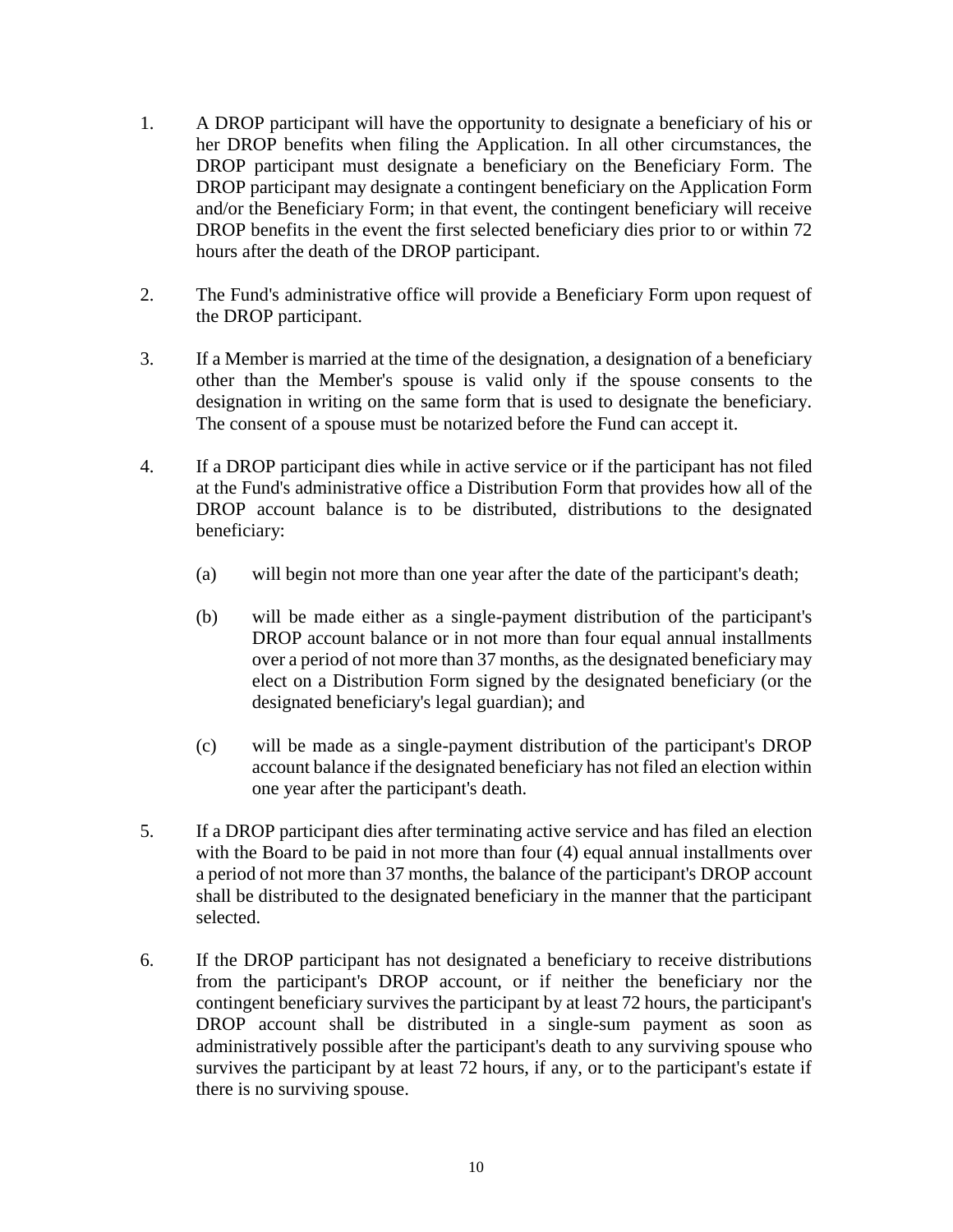1. A DROP participant will have the opportunity to designate a beneficiary of his or her DROP benefits when filing the Application. In all other circumstances, the DROP participant must designate a beneficiary on the Beneficiary Form. The DROP participant may designate a contingent beneficiary on the Application Form and/or the Beneficiary Form; in that event, the contingent beneficiary will receive DROP benefits in the event the first selected beneficiary dies prior to or within 72 hours after the death of the DROP participant.

2. The Fund's administrative office will provide a Beneficiary Form upon request of the DROP participant.

3. If a Member is married at the time of the designation, a designation of a beneficiary other than the Member's spouse is valid only if the spouse consents to the designation in writing on the same form that is used to designate the beneficiary. The consent of a spouse must be notarized before the Fund can accept it.

4. If a DROP participant dies while in active service or if the participant has not filed at the Fund's administrative office a Distribution Form that provides how all of the DROP account balance is to be distributed, distributions to the designated beneficiary:

   (a) will begin not more than one year after the date of the participant's death;

   (b) will be made either as a single-payment distribution of the participant's DROP account balance or in not more than four equal annual installments over a period of not more than 37 months, as the designated beneficiary may elect on a Distribution Form signed by the designated beneficiary (or the designated beneficiary's legal guardian); and

   (c) will be made as a single-payment distribution of the participant's DROP account balance if the designated beneficiary has not filed an election within one year after the participant's death.

5. If a DROP participant dies after terminating active service and has filed an election with the Board to be paid in not more than four (4) equal annual installments over a period of not more than 37 months, the balance of the participant's DROP account shall be distributed to the designated beneficiary in the manner that the participant selected.

6. If the DROP participant has not designated a beneficiary to receive distributions from the participant's DROP account, or if neither the beneficiary nor the contingent beneficiary survives the participant by at least 72 hours, the participant's DROP account shall be distributed in a single-sum payment as soon as administratively possible after the participant's death to any surviving spouse who survives the participant by at least 72 hours, if any, or to the participant's estate if there is no surviving spouse.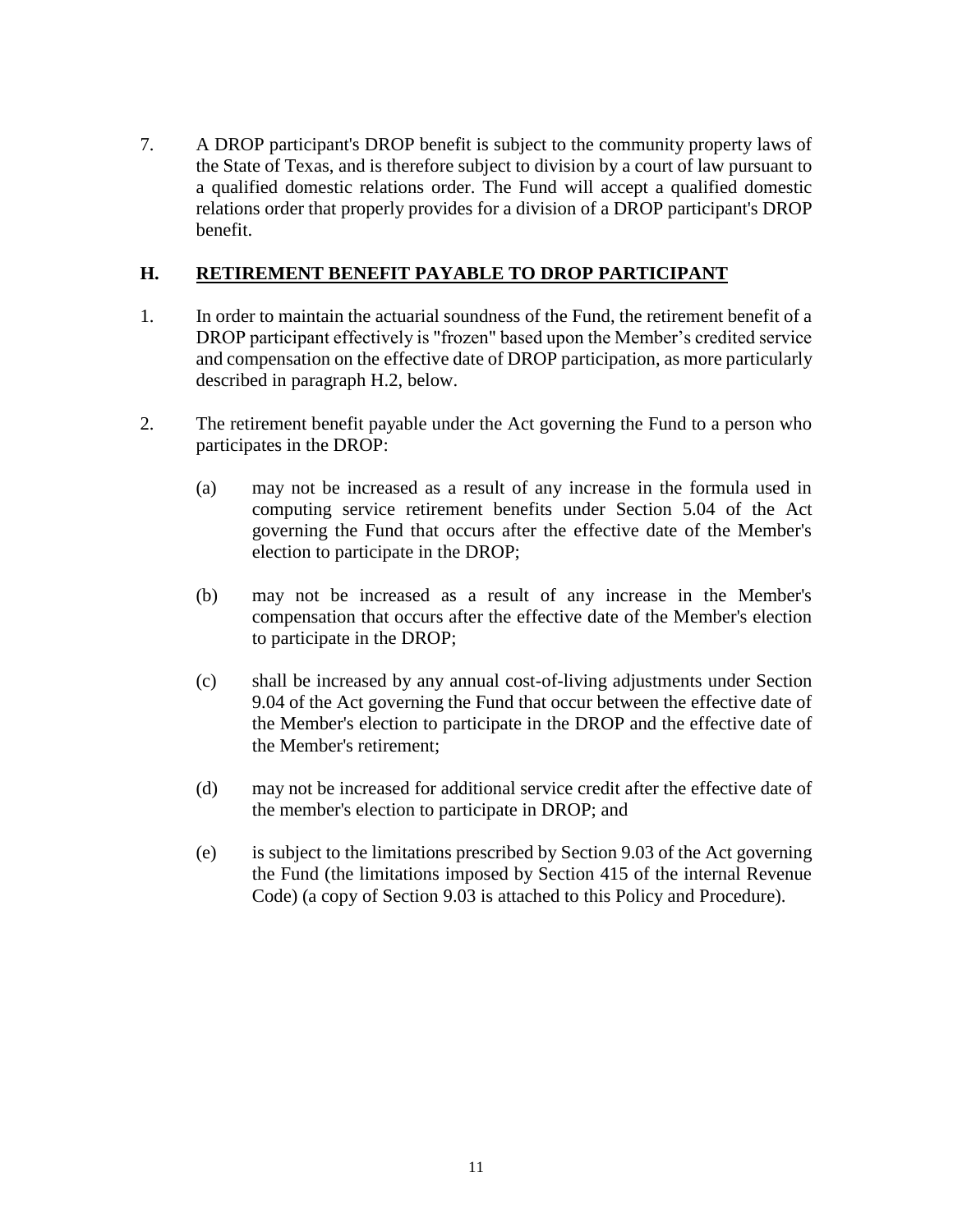7. A DROP participant's DROP benefit is subject to the community property laws of the State of Texas, and is therefore subject to division by a court of law pursuant to a qualified domestic relations order. The Fund will accept a qualified domestic relations order that properly provides for a division of a DROP participant's DROP benefit.

## H. <u>RETIREMENT BENEFIT PAYABLE TO DROP PARTICIPANT</u>

1. In order to maintain the actuarial soundness of the Fund, the retirement benefit of a DROP participant effectively is "frozen" based upon the Member's credited service and compensation on the effective date of DROP participation, as more particularly described in paragraph H.2, below.

2. The retirement benefit payable under the Act governing the Fund to a person who participates in the DROP:

   (a) may not be increased as a result of any increase in the formula used in computing service retirement benefits under Section 5.04 of the Act governing the Fund that occurs after the effective date of the Member's election to participate in the DROP;

   (b) may not be increased as a result of any increase in the Member's compensation that occurs after the effective date of the Member's election to participate in the DROP;

   (c) shall be increased by any annual cost-of-living adjustments under Section 9.04 of the Act governing the Fund that occur between the effective date of the Member's election to participate in the DROP and the effective date of the Member's retirement;

   (d) may not be increased for additional service credit after the effective date of the member's election to participate in DROP; and

   (e) is subject to the limitations prescribed by Section 9.03 of the Act governing the Fund (the limitations imposed by Section 415 of the internal Revenue Code) (a copy of Section 9.03 is attached to this Policy and Procedure).